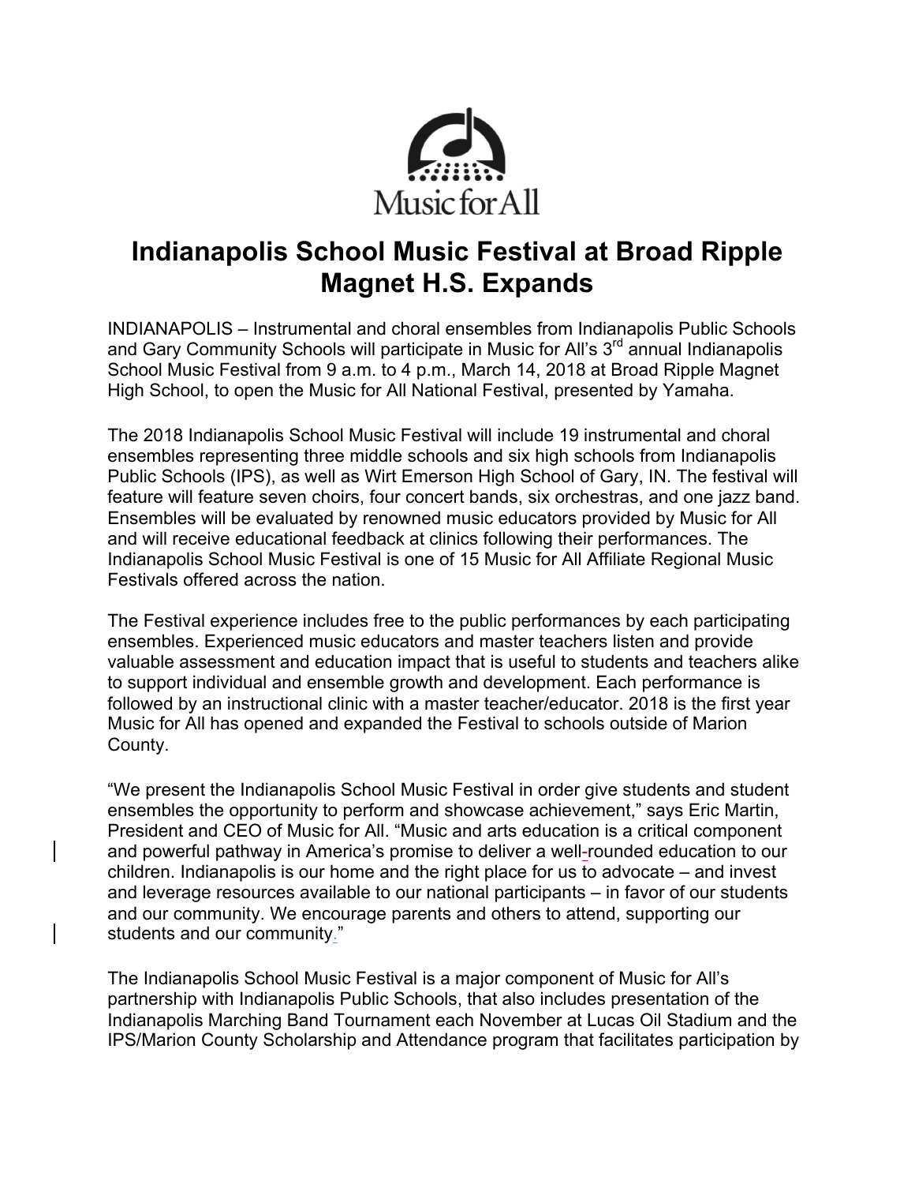Music for All

# Indianapolis School Music Festival at Broad Ripple Magnet H.S. Expands

INDIANAPOLIS – Instrumental and choral ensembles from Indianapolis Public Schools and Gary Community Schools will participate in Music for All's 3rd annual Indianapolis School Music Festival from 9 a.m. to 4 p.m., March 14, 2018 at Broad Ripple Magnet High School, to open the Music for All National Festival, presented by Yamaha.

The 2018 Indianapolis School Music Festival will include 19 instrumental and choral ensembles representing three middle schools and six high schools from Indianapolis Public Schools (IPS), as well as Wirt Emerson High School of Gary, IN. The festival will feature will feature seven choirs, four concert bands, six orchestras, and one jazz band. Ensembles will be evaluated by renowned music educators provided by Music for All and will receive educational feedback at clinics following their performances. The Indianapolis School Music Festival is one of 15 Music for All Affiliate Regional Music Festivals offered across the nation.

The Festival experience includes free to the public performances by each participating ensembles. Experienced music educators and master teachers listen and provide valuable assessment and education impact that is useful to students and teachers alike to support individual and ensemble growth and development. Each performance is followed by an instructional clinic with a master teacher/educator. 2018 is the first year Music for All has opened and expanded the Festival to schools outside of Marion County.

"We present the Indianapolis School Music Festival in order give students and student ensembles the opportunity to perform and showcase achievement," says Eric Martin, President and CEO of Music for All. "Music and arts education is a critical component and powerful pathway in America's promise to deliver a well-rounded education to our children. Indianapolis is our home and the right place for us to advocate – and invest and leverage resources available to our national participants – in favor of our students and our community. We encourage parents and others to attend, supporting our students and our community."

The Indianapolis School Music Festival is a major component of Music for All's partnership with Indianapolis Public Schools, that also includes presentation of the Indianapolis Marching Band Tournament each November at Lucas Oil Stadium and the IPS/Marion County Scholarship and Attendance program that facilitates participation by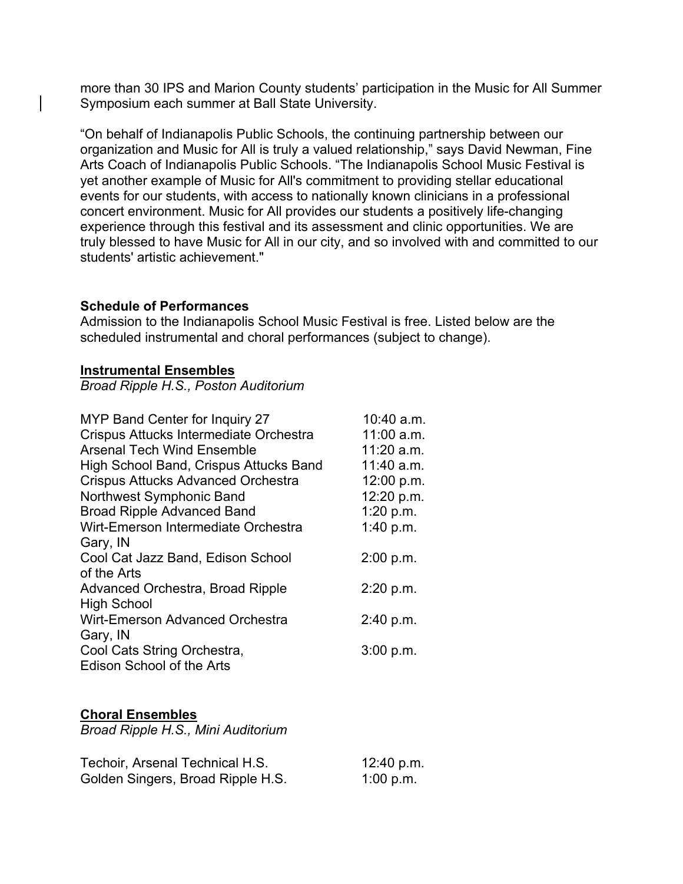more than 30 IPS and Marion County students' participation in the Music for All Summer Symposium each summer at Ball State University.

"On behalf of Indianapolis Public Schools, the continuing partnership between our organization and Music for All is truly a valued relationship," says David Newman, Fine Arts Coach of Indianapolis Public Schools. "The Indianapolis School Music Festival is yet another example of Music for All's commitment to providing stellar educational events for our students, with access to nationally known clinicians in a professional concert environment. Music for All provides our students a positively life-changing experience through this festival and its assessment and clinic opportunities. We are truly blessed to have Music for All in our city, and so involved with and committed to our students' artistic achievement."

**Schedule of Performances**

Admission to the Indianapolis School Music Festival is free. Listed below are the scheduled instrumental and choral performances (subject to change).

**Instrumental Ensembles**

*Broad Ripple H.S., Poston Auditorium*

| Ensemble | Time |
|---|---|
| MYP Band Center for Inquiry 27 | 10:40 a.m. |
| Crispus Attucks Intermediate Orchestra | 11:00 a.m. |
| Arsenal Tech Wind Ensemble | 11:20 a.m. |
| High School Band, Crispus Attucks Band | 11:40 a.m. |
| Crispus Attucks Advanced Orchestra | 12:00 p.m. |
| Northwest Symphonic Band | 12:20 p.m. |
| Broad Ripple Advanced Band | 1:20 p.m. |
| Wirt-Emerson Intermediate Orchestra Gary, IN | 1:40 p.m. |
| Cool Cat Jazz Band, Edison School of the Arts | 2:00 p.m. |
| Advanced Orchestra, Broad Ripple High School | 2:20 p.m. |
| Wirt-Emerson Advanced Orchestra Gary, IN | 2:40 p.m. |
| Cool Cats String Orchestra, Edison School of the Arts | 3:00 p.m. |

**Choral Ensembles**

*Broad Ripple H.S., Mini Auditorium*

| Ensemble | Time |
|---|---|
| Techoir, Arsenal Technical H.S. | 12:40 p.m. |
| Golden Singers, Broad Ripple H.S. | 1:00 p.m. |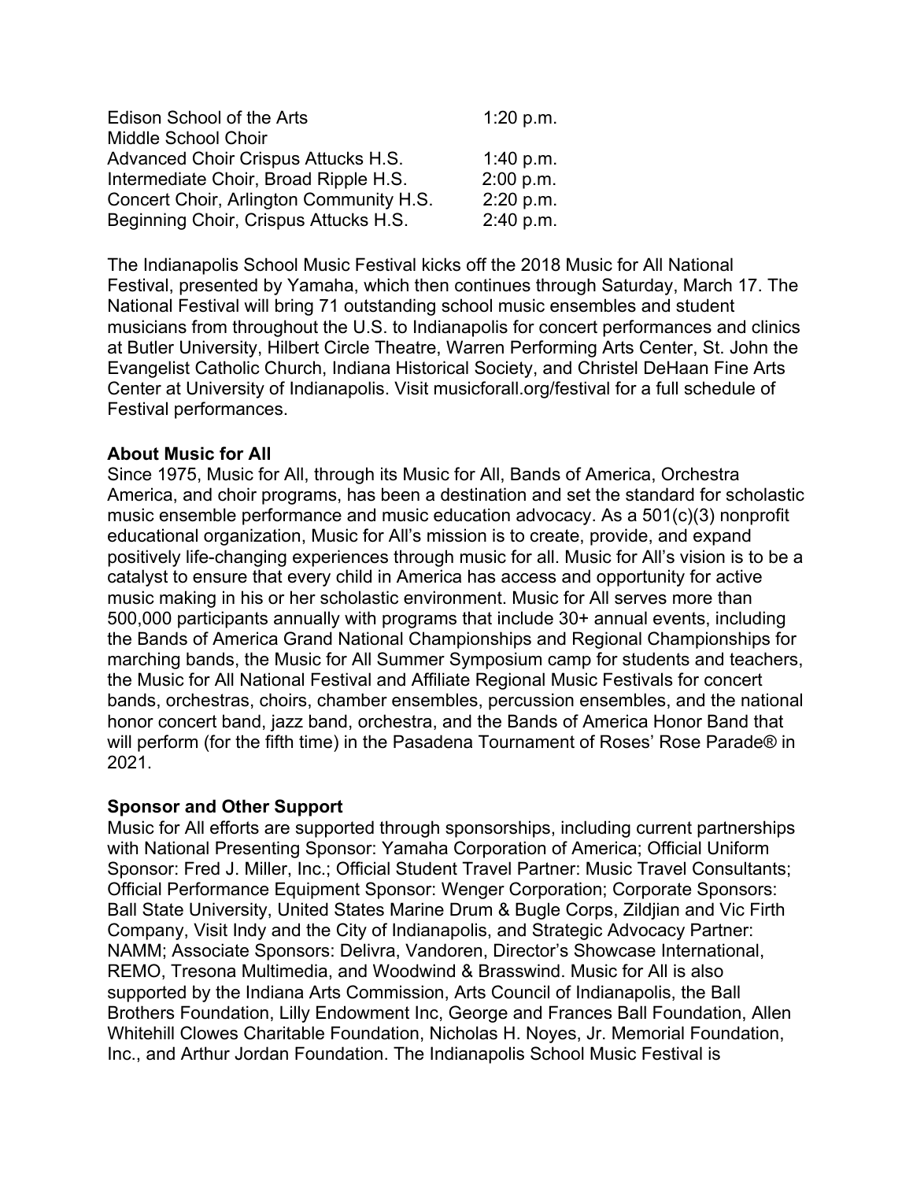| | |
|---|---|
| Edison School of the Arts Middle School Choir | 1:20 p.m. |
| Advanced Choir Crispus Attucks H.S. | 1:40 p.m. |
| Intermediate Choir, Broad Ripple H.S. | 2:00 p.m. |
| Concert Choir, Arlington Community H.S. | 2:20 p.m. |
| Beginning Choir, Crispus Attucks H.S. | 2:40 p.m. |

The Indianapolis School Music Festival kicks off the 2018 Music for All National Festival, presented by Yamaha, which then continues through Saturday, March 17. The National Festival will bring 71 outstanding school music ensembles and student musicians from throughout the U.S. to Indianapolis for concert performances and clinics at Butler University, Hilbert Circle Theatre, Warren Performing Arts Center, St. John the Evangelist Catholic Church, Indiana Historical Society, and Christel DeHaan Fine Arts Center at University of Indianapolis. Visit musicforall.org/festival for a full schedule of Festival performances.

**About Music for All**

Since 1975, Music for All, through its Music for All, Bands of America, Orchestra America, and choir programs, has been a destination and set the standard for scholastic music ensemble performance and music education advocacy. As a 501(c)(3) nonprofit educational organization, Music for All's mission is to create, provide, and expand positively life-changing experiences through music for all. Music for All's vision is to be a catalyst to ensure that every child in America has access and opportunity for active music making in his or her scholastic environment. Music for All serves more than 500,000 participants annually with programs that include 30+ annual events, including the Bands of America Grand National Championships and Regional Championships for marching bands, the Music for All Summer Symposium camp for students and teachers, the Music for All National Festival and Affiliate Regional Music Festivals for concert bands, orchestras, choirs, chamber ensembles, percussion ensembles, and the national honor concert band, jazz band, orchestra, and the Bands of America Honor Band that will perform (for the fifth time) in the Pasadena Tournament of Roses' Rose Parade® in 2021.

**Sponsor and Other Support**

Music for All efforts are supported through sponsorships, including current partnerships with National Presenting Sponsor: Yamaha Corporation of America; Official Uniform Sponsor: Fred J. Miller, Inc.; Official Student Travel Partner: Music Travel Consultants; Official Performance Equipment Sponsor: Wenger Corporation; Corporate Sponsors: Ball State University, United States Marine Drum & Bugle Corps, Zildjian and Vic Firth Company, Visit Indy and the City of Indianapolis, and Strategic Advocacy Partner: NAMM; Associate Sponsors: Delivra, Vandoren, Director's Showcase International, REMO, Tresona Multimedia, and Woodwind & Brasswind. Music for All is also supported by the Indiana Arts Commission, Arts Council of Indianapolis, the Ball Brothers Foundation, Lilly Endowment Inc, George and Frances Ball Foundation, Allen Whitehill Clowes Charitable Foundation, Nicholas H. Noyes, Jr. Memorial Foundation, Inc., and Arthur Jordan Foundation. The Indianapolis School Music Festival is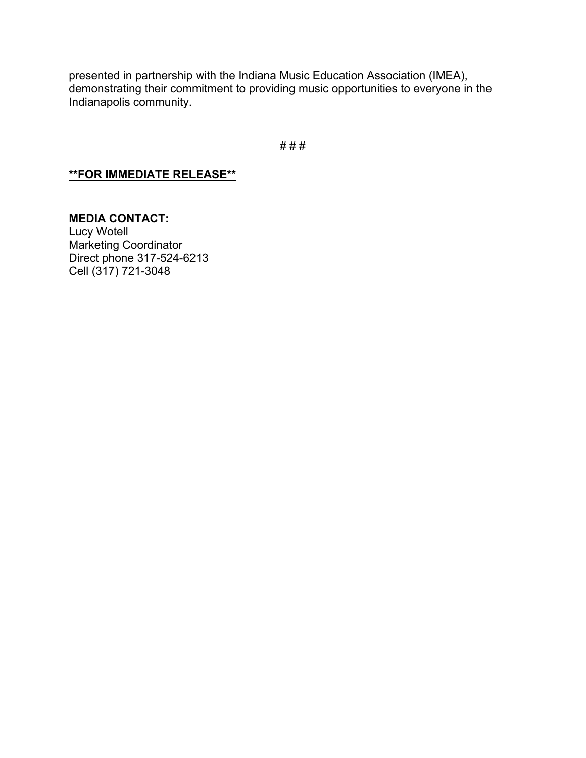presented in partnership with the Indiana Music Education Association (IMEA), demonstrating their commitment to providing music opportunities to everyone in the Indianapolis community.

# # #

**<u>**FOR IMMEDIATE RELEASE**</u>**

**MEDIA CONTACT:**
Lucy Wotell
Marketing Coordinator
Direct phone 317-524-6213
Cell (317) 721-3048